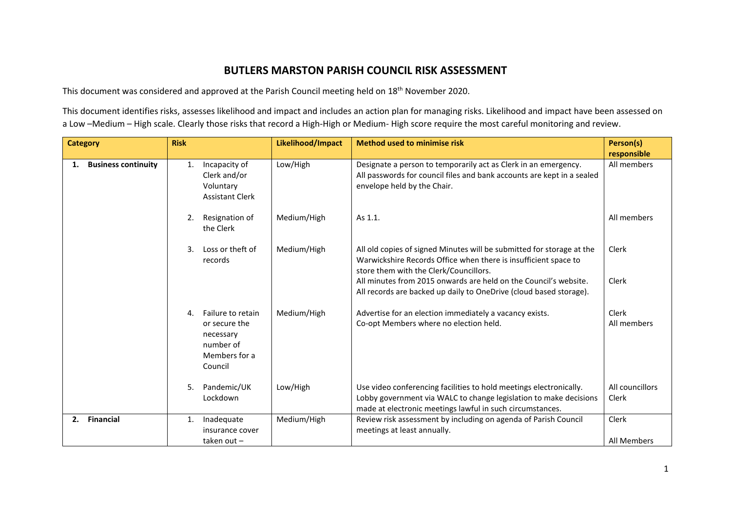# BUTLERS MARSTON PARISH COUNCIL RISK ASSESSMENT

This document was considered and approved at the Parish Council meeting held on 18th November 2020.

This document identifies risks, assesses likelihood and impact and includes an action plan for managing risks. Likelihood and impact have been assessed on a Low –Medium – High scale. Clearly those risks that record a High-High or Medium- High score require the most careful monitoring and review.

| Category | Risk | Likelihood/Impact | Method used to minimise risk | Person(s) responsible |
|---|---|---|---|---|
| **1. Business continuity** | 1. Incapacity of Clerk and/or Voluntary Assistant Clerk | Low/High | Designate a person to temporarily act as Clerk in an emergency.<br>All passwords for council files and bank accounts are kept in a sealed envelope held by the Chair. | All members |
| | 2. Resignation of the Clerk | Medium/High | As 1.1. | All members |
| | 3. Loss or theft of records | Medium/High | All old copies of signed Minutes will be submitted for storage at the Warwickshire Records Office when there is insufficient space to store them with the Clerk/Councillors.<br>All minutes from 2015 onwards are held on the Council's website. All records are backed up daily to OneDrive (cloud based storage). | Clerk<br><br>Clerk |
| | 4. Failure to retain or secure the necessary number of Members for a Council | Medium/High | Advertise for an election immediately a vacancy exists.<br>Co-opt Members where no election held. | Clerk<br>All members |
| | 5. Pandemic/UK Lockdown | Low/High | Use video conferencing facilities to hold meetings electronically.<br>Lobby government via WALC to change legislation to make decisions made at electronic meetings lawful in such circumstances. | All councillors<br>Clerk |
| **2. Financial** | 1. Inadequate insurance cover taken out – | Medium/High | Review risk assessment by including on agenda of Parish Council meetings at least annually. | Clerk<br><br>All Members |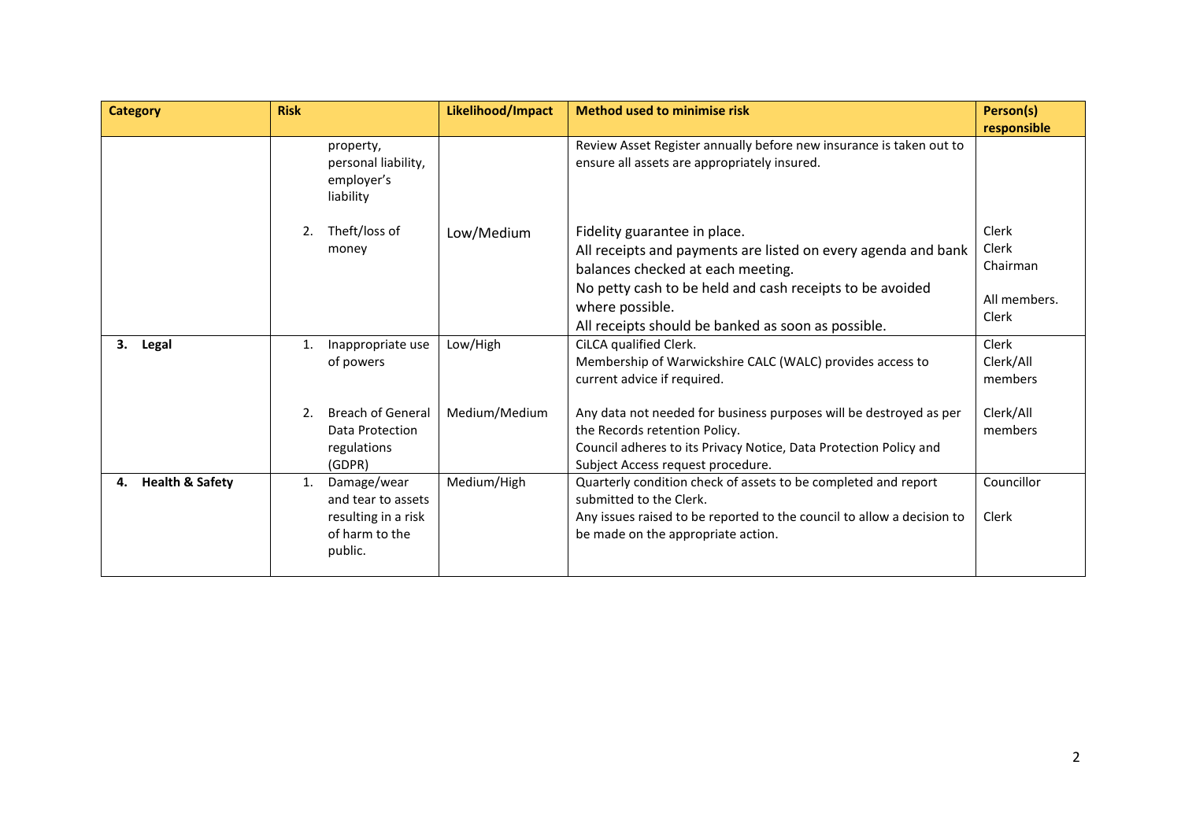| Category | Risk | Likelihood/Impact | Method used to minimise risk | Person(s) responsible |
|---|---|---|---|---|
| | property, personal liability, employer's liability | | Review Asset Register annually before new insurance is taken out to ensure all assets are appropriately insured. | |
| | 2. Theft/loss of money | Low/Medium | Fidelity guarantee in place.<br>All receipts and payments are listed on every agenda and bank balances checked at each meeting.<br>No petty cash to be held and cash receipts to be avoided where possible.<br>All receipts should be banked as soon as possible. | Clerk<br>Clerk<br>Chairman<br><br>All members.<br>Clerk |
| **3. Legal** | 1. Inappropriate use of powers | Low/High | CiLCA qualified Clerk.<br>Membership of Warwickshire CALC (WALC) provides access to current advice if required. | Clerk<br>Clerk/All members |
| | 2. Breach of General Data Protection regulations (GDPR) | Medium/Medium | Any data not needed for business purposes will be destroyed as per the Records retention Policy.<br>Council adheres to its Privacy Notice, Data Protection Policy and Subject Access request procedure. | Clerk/All members |
| **4. Health & Safety** | 1. Damage/wear and tear to assets resulting in a risk of harm to the public. | Medium/High | Quarterly condition check of assets to be completed and report submitted to the Clerk.<br>Any issues raised to be reported to the council to allow a decision to be made on the appropriate action. | Councillor<br><br>Clerk |